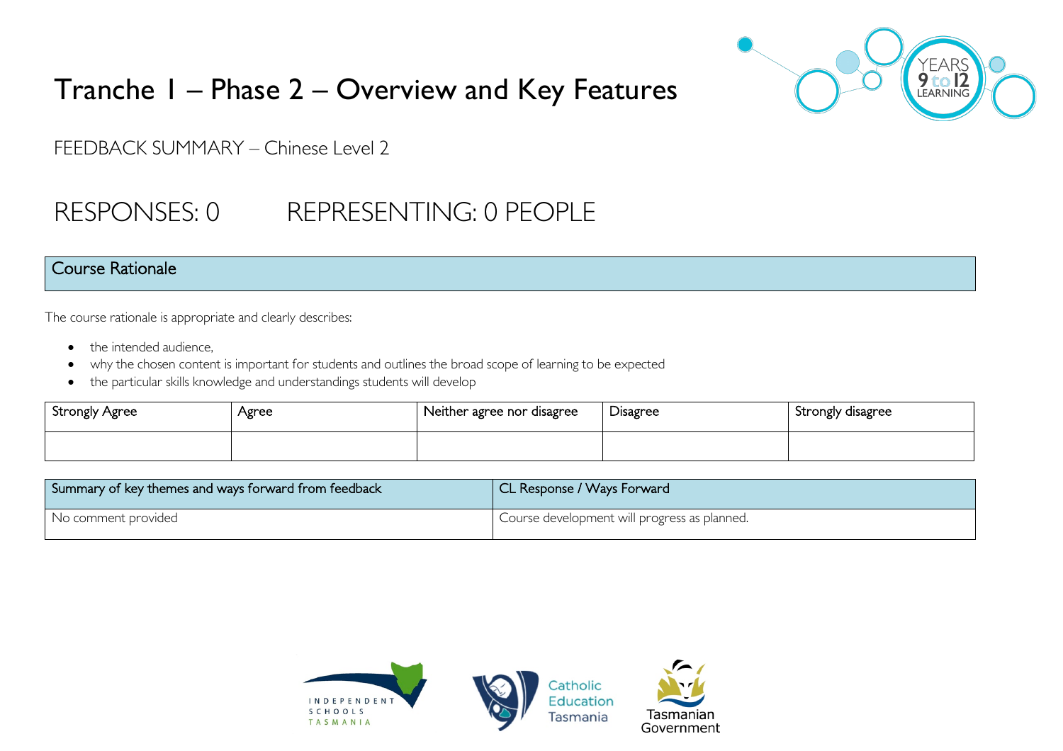# Tranche 1 – Phase 2 – Overview and Key Features

FEEDBACK SUMMARY – Chinese Level 2

## RESPONSES: 0 REPRESENTING: 0 PEOPLE

## Course Rationale

The course rationale is appropriate and clearly describes:

- the intended audience,
- why the chosen content is important for students and outlines the broad scope of learning to be expected
- the particular skills knowledge and understandings students will develop

| Strongly Agree | Agree | Neither agree nor disagree | Disagree | Strongly disagree |
|---|---|---|---|---|
| | | | | |

| Summary of key themes and ways forward from feedback | CL Response / Ways Forward |
|---|---|
| No comment provided | Course development will progress as planned. |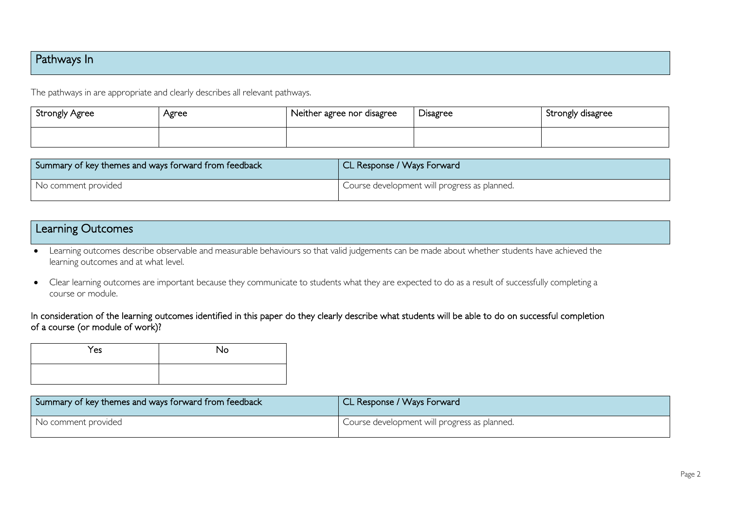## Pathways In

The pathways in are appropriate and clearly describes all relevant pathways.

| Strongly Agree | Agree | Neither agree nor disagree | Disagree | Strongly disagree |
| --- | --- | --- | --- | --- |
| | | | | |

| Summary of key themes and ways forward from feedback | CL Response / Ways Forward |
| --- | --- |
| No comment provided | Course development will progress as planned. |

## Learning Outcomes

- Learning outcomes describe observable and measurable behaviours so that valid judgements can be made about whether students have achieved the learning outcomes and at what level.
- Clear learning outcomes are important because they communicate to students what they are expected to do as a result of successfully completing a course or module.

In consideration of the learning outcomes identified in this paper do they clearly describe what students will be able to do on successful completion of a course (or module of work)?

| Yes | No |
| --- | --- |
| | |

| Summary of key themes and ways forward from feedback | CL Response / Ways Forward |
| --- | --- |
| No comment provided | Course development will progress as planned. |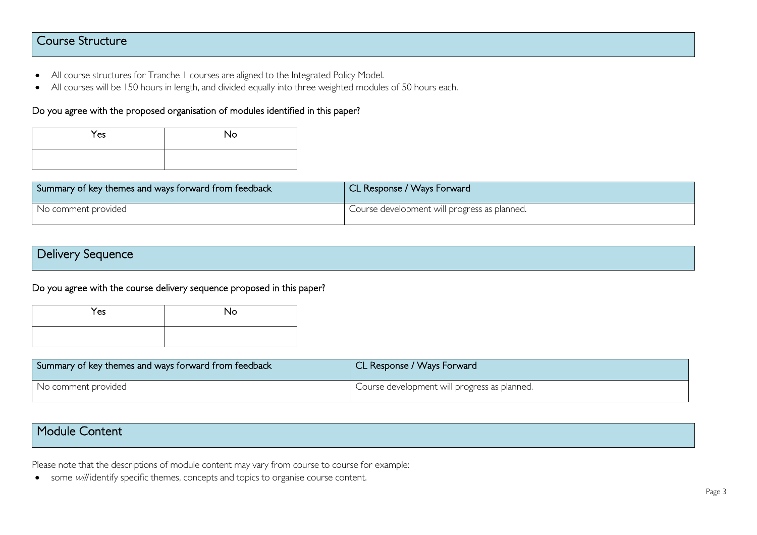## Course Structure

- All course structures for Tranche 1 courses are aligned to the Integrated Policy Model.
- All courses will be 150 hours in length, and divided equally into three weighted modules of 50 hours each.

### Do you agree with the proposed organisation of modules identified in this paper?

| Yes | No |
| --- | --- |
| | |

| Summary of key themes and ways forward from feedback | CL Response / Ways Forward |
| --- | --- |
| No comment provided | Course development will progress as planned. |

## Delivery Sequence

### Do you agree with the course delivery sequence proposed in this paper?

| Yes | No |
| --- | --- |
| | |

| Summary of key themes and ways forward from feedback | CL Response / Ways Forward |
| --- | --- |
| No comment provided | Course development will progress as planned. |

## Module Content

Please note that the descriptions of module content may vary from course to course for example:

- some *will* identify specific themes, concepts and topics to organise course content.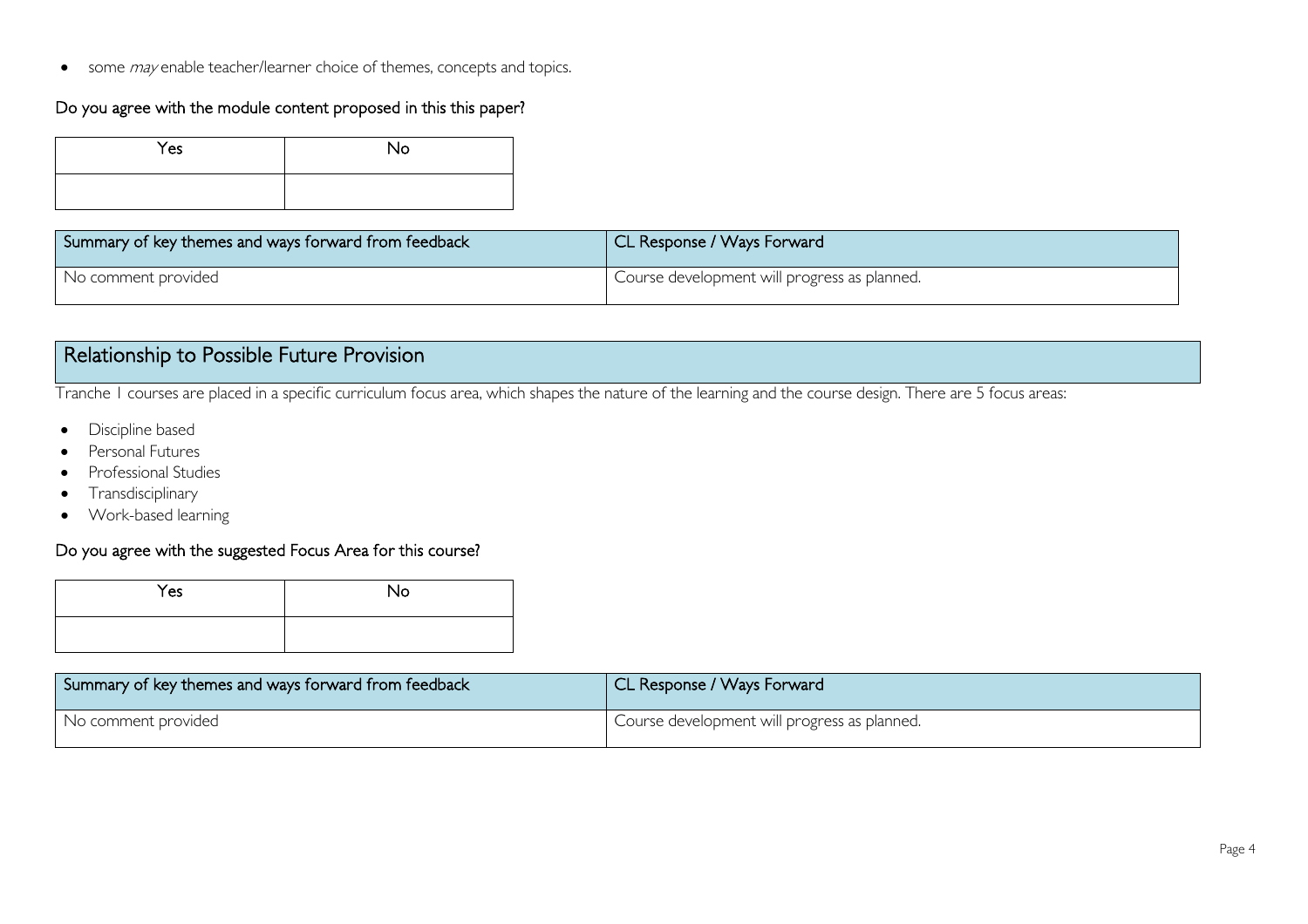- some *may* enable teacher/learner choice of themes, concepts and topics.

### Do you agree with the module content proposed in this this paper?

| Yes | No |
|---|---|
| | |

| Summary of key themes and ways forward from feedback | CL Response / Ways Forward |
|---|---|
| No comment provided | Course development will progress as planned. |

## Relationship to Possible Future Provision

Tranche 1 courses are placed in a specific curriculum focus area, which shapes the nature of the learning and the course design. There are 5 focus areas:

- Discipline based
- Personal Futures
- Professional Studies
- Transdisciplinary
- Work-based learning

### Do you agree with the suggested Focus Area for this course?

| Yes | No |
|---|---|
| | |

| Summary of key themes and ways forward from feedback | CL Response / Ways Forward |
|---|---|
| No comment provided | Course development will progress as planned. |